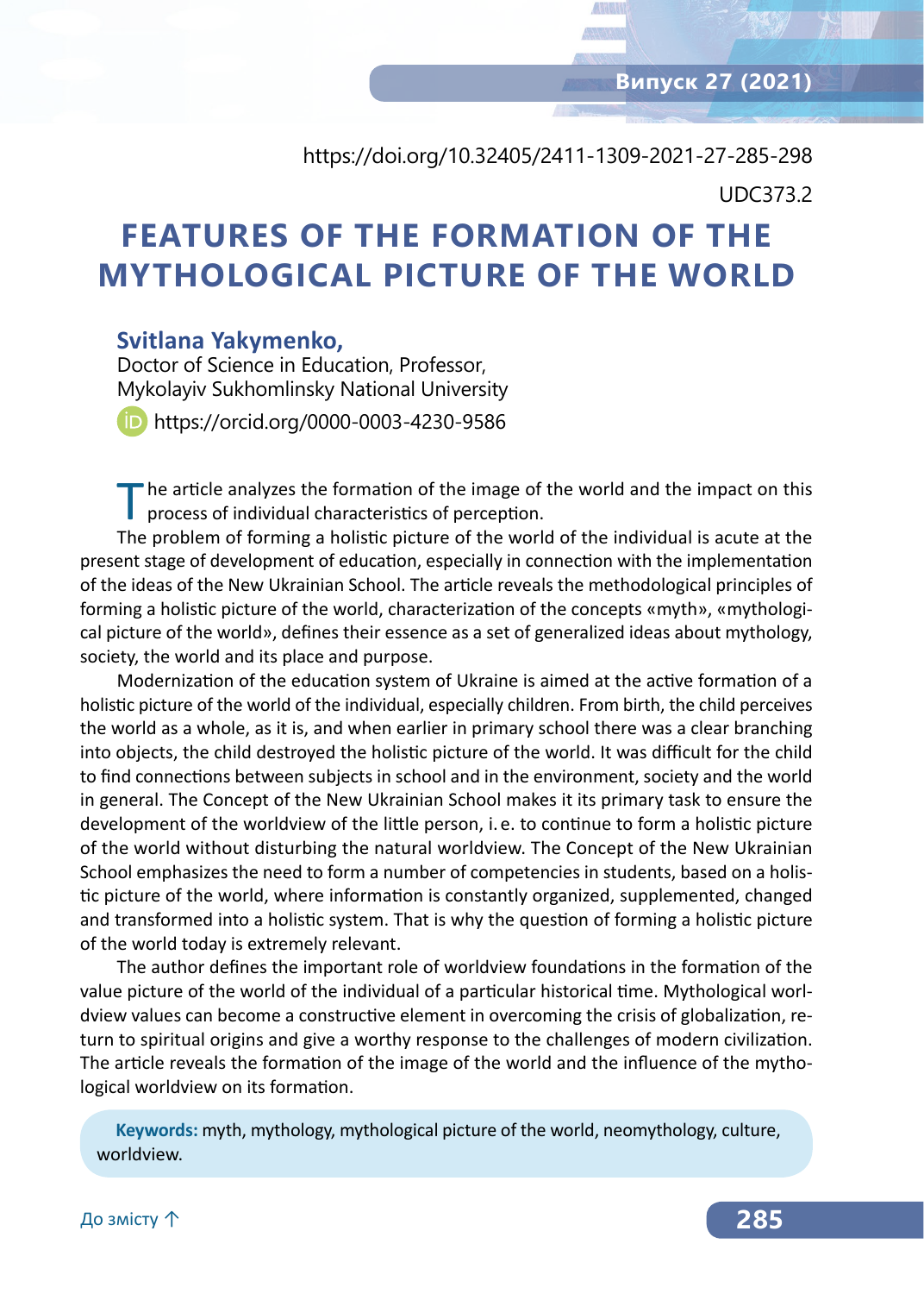https://doi.org/10.32405/2411-1309-2021-27-285-298

UDC373.2

# FEATURES OF THE FORMATION OF THE MYTHOLOGICAL PICTURE OF THE WORLD

**Svitlana Yakymenko,**
Doctor of Science in Education, Professor,
Mykolayiv Sukhomlinsky National University
https://orcid.org/0000-0003-4230-9586

The article analyzes the formation of the image of the world and the impact on this process of individual characteristics of perception.

The problem of forming a holistic picture of the world of the individual is acute at the present stage of development of education, especially in connection with the implementation of the ideas of the New Ukrainian School. The article reveals the methodological principles of forming a holistic picture of the world, characterization of the concepts «myth», «mythological picture of the world», defines their essence as a set of generalized ideas about mythology, society, the world and its place and purpose.

Modernization of the education system of Ukraine is aimed at the active formation of a holistic picture of the world of the individual, especially children. From birth, the child perceives the world as a whole, as it is, and when earlier in primary school there was a clear branching into objects, the child destroyed the holistic picture of the world. It was difficult for the child to find connections between subjects in school and in the environment, society and the world in general. The Concept of the New Ukrainian School makes it its primary task to ensure the development of the worldview of the little person, i. e. to continue to form a holistic picture of the world without disturbing the natural worldview. The Concept of the New Ukrainian School emphasizes the need to form a number of competencies in students, based on a holistic picture of the world, where information is constantly organized, supplemented, changed and transformed into a holistic system. That is why the question of forming a holistic picture of the world today is extremely relevant.

The author defines the important role of worldview foundations in the formation of the value picture of the world of the individual of a particular historical time. Mythological worldview values can become a constructive element in overcoming the crisis of globalization, return to spiritual origins and give a worthy response to the challenges of modern civilization. The article reveals the formation of the image of the world and the influence of the mythological worldview on its formation.

**Keywords:** myth, mythology, mythological picture of the world, neomythology, culture, worldview.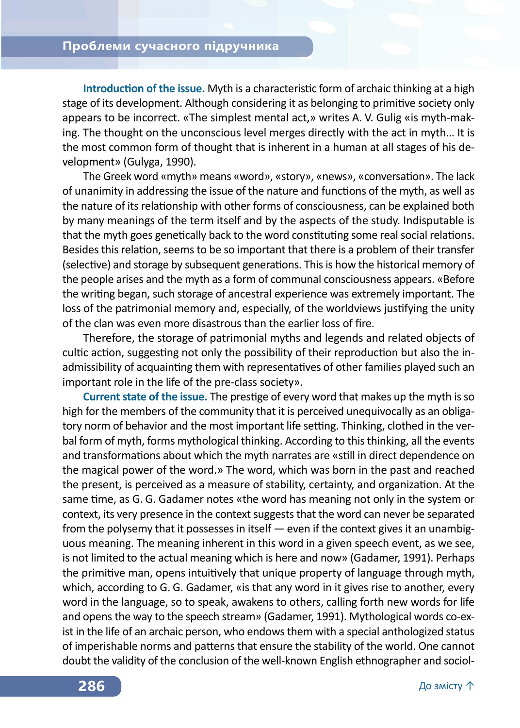**Introduction of the issue.** Myth is a characteristic form of archaic thinking at a high stage of its development. Although considering it as belonging to primitive society only appears to be incorrect. «The simplest mental act,» writes A. V. Gulig «is myth-making. The thought on the unconscious level merges directly with the act in myth... It is the most common form of thought that is inherent in a human at all stages of his development» (Gulyga, 1990).

The Greek word «myth» means «word», «story», «news», «conversation». The lack of unanimity in addressing the issue of the nature and functions of the myth, as well as the nature of its relationship with other forms of consciousness, can be explained both by many meanings of the term itself and by the aspects of the study. Indisputable is that the myth goes genetically back to the word constituting some real social relations. Besides this relation, seems to be so important that there is a problem of their transfer (selective) and storage by subsequent generations. This is how the historical memory of the people arises and the myth as a form of communal consciousness appears. «Before the writing began, such storage of ancestral experience was extremely important. The loss of the patrimonial memory and, especially, of the worldviews justifying the unity of the clan was even more disastrous than the earlier loss of fire.

Therefore, the storage of patrimonial myths and legends and related objects of cultic action, suggesting not only the possibility of their reproduction but also the inadmissibility of acquainting them with representatives of other families played such an important role in the life of the pre-class society».

**Current state of the issue.** The prestige of every word that makes up the myth is so high for the members of the community that it is perceived unequivocally as an obligatory norm of behavior and the most important life setting. Thinking, clothed in the verbal form of myth, forms mythological thinking. According to this thinking, all the events and transformations about which the myth narrates are «still in direct dependence on the magical power of the word.» The word, which was born in the past and reached the present, is perceived as a measure of stability, certainty, and organization. At the same time, as G. G. Gadamer notes «the word has meaning not only in the system or context, its very presence in the context suggests that the word can never be separated from the polysemy that it possesses in itself — even if the context gives it an unambiguous meaning. The meaning inherent in this word in a given speech event, as we see, is not limited to the actual meaning which is here and now» (Gadamer, 1991). Perhaps the primitive man, opens intuitively that unique property of language through myth, which, according to G. G. Gadamer, «is that any word in it gives rise to another, every word in the language, so to speak, awakens to others, calling forth new words for life and opens the way to the speech stream» (Gadamer, 1991). Mythological words co-exist in the life of an archaic person, who endows them with a special anthologized status of imperishable norms and patterns that ensure the stability of the world. One cannot doubt the validity of the conclusion of the well-known English ethnographer and sociol-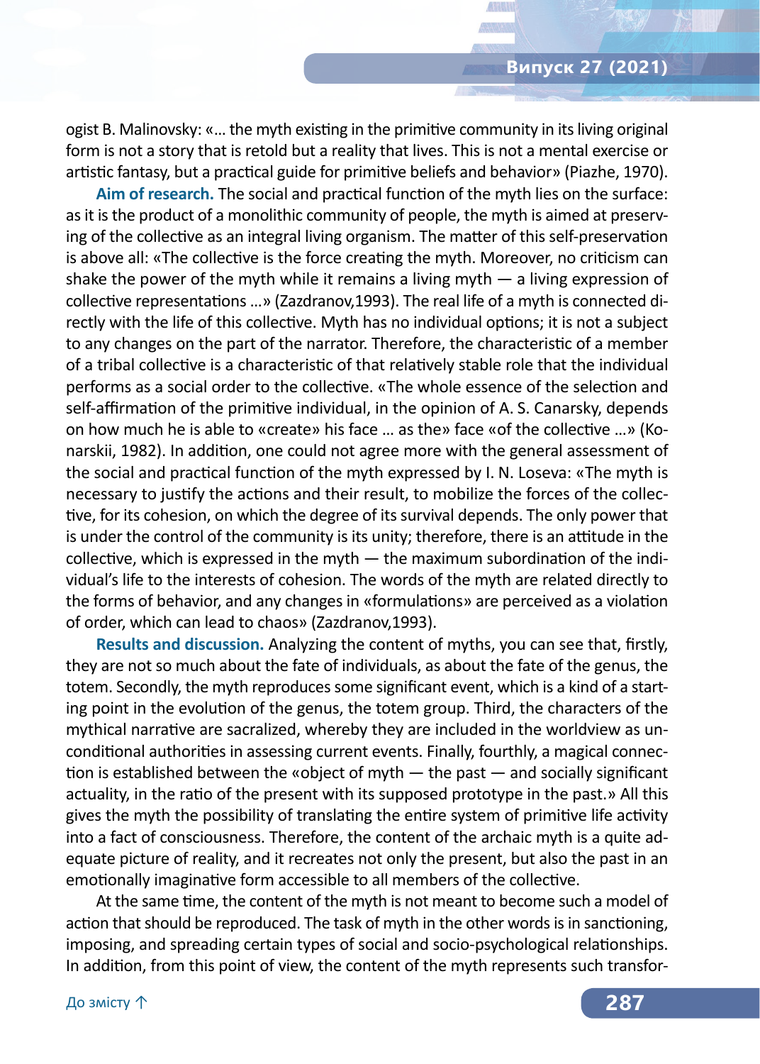ogist B. Malinovsky: «… the myth existing in the primitive community in its living original form is not a story that is retold but a reality that lives. This is not a mental exercise or artistic fantasy, but a practical guide for primitive beliefs and behavior» (Piazhe, 1970).

**Aim of research.** The social and practical function of the myth lies on the surface: as it is the product of a monolithic community of people, the myth is aimed at preserving of the collective as an integral living organism. The matter of this self-preservation is above all: «The collective is the force creating the myth. Moreover, no criticism can shake the power of the myth while it remains a living myth — a living expression of collective representations …» (Zazdranov,1993). The real life of a myth is connected directly with the life of this collective. Myth has no individual options; it is not a subject to any changes on the part of the narrator. Therefore, the characteristic of a member of a tribal collective is a characteristic of that relatively stable role that the individual performs as a social order to the collective. «The whole essence of the selection and self-affirmation of the primitive individual, in the opinion of A. S. Canarsky, depends on how much he is able to «create» his face … as the» face «of the collective …» (Konarskii, 1982). In addition, one could not agree more with the general assessment of the social and practical function of the myth expressed by I. N. Loseva: «The myth is necessary to justify the actions and their result, to mobilize the forces of the collective, for its cohesion, on which the degree of its survival depends. The only power that is under the control of the community is its unity; therefore, there is an attitude in the collective, which is expressed in the myth — the maximum subordination of the individual's life to the interests of cohesion. The words of the myth are related directly to the forms of behavior, and any changes in «formulations» are perceived as a violation of order, which can lead to chaos» (Zazdranov,1993).

**Results and discussion.** Analyzing the content of myths, you can see that, firstly, they are not so much about the fate of individuals, as about the fate of the genus, the totem. Secondly, the myth reproduces some significant event, which is a kind of a starting point in the evolution of the genus, the totem group. Third, the characters of the mythical narrative are sacralized, whereby they are included in the worldview as unconditional authorities in assessing current events. Finally, fourthly, a magical connection is established between the «object of myth — the past — and socially significant actuality, in the ratio of the present with its supposed prototype in the past.» All this gives the myth the possibility of translating the entire system of primitive life activity into a fact of consciousness. Therefore, the content of the archaic myth is a quite adequate picture of reality, and it recreates not only the present, but also the past in an emotionally imaginative form accessible to all members of the collective.

At the same time, the content of the myth is not meant to become such a model of action that should be reproduced. The task of myth in the other words is in sanctioning, imposing, and spreading certain types of social and socio-psychological relationships. In addition, from this point of view, the content of the myth represents such transfor-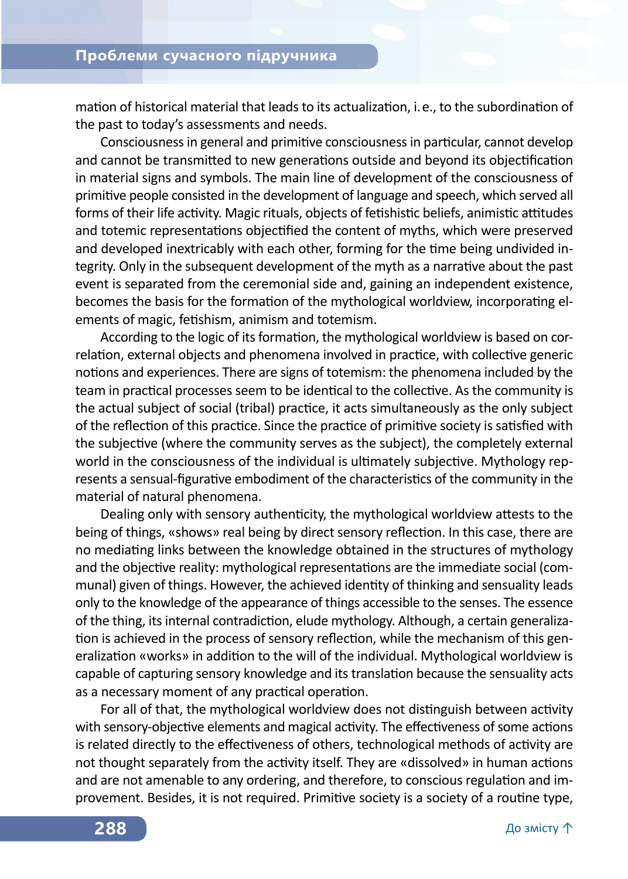mation of historical material that leads to its actualization, i. e., to the subordination of the past to today's assessments and needs.

Consciousness in general and primitive consciousness in particular, cannot develop and cannot be transmitted to new generations outside and beyond its objectification in material signs and symbols. The main line of development of the consciousness of primitive people consisted in the development of language and speech, which served all forms of their life activity. Magic rituals, objects of fetishistic beliefs, animistic attitudes and totemic representations objectified the content of myths, which were preserved and developed inextricably with each other, forming for the time being undivided integrity. Only in the subsequent development of the myth as a narrative about the past event is separated from the ceremonial side and, gaining an independent existence, becomes the basis for the formation of the mythological worldview, incorporating elements of magic, fetishism, animism and totemism.

According to the logic of its formation, the mythological worldview is based on correlation, external objects and phenomena involved in practice, with collective generic notions and experiences. There are signs of totemism: the phenomena included by the team in practical processes seem to be identical to the collective. As the community is the actual subject of social (tribal) practice, it acts simultaneously as the only subject of the reflection of this practice. Since the practice of primitive society is satisfied with the subjective (where the community serves as the subject), the completely external world in the consciousness of the individual is ultimately subjective. Mythology represents a sensual-figurative embodiment of the characteristics of the community in the material of natural phenomena.

Dealing only with sensory authenticity, the mythological worldview attests to the being of things, «shows» real being by direct sensory reflection. In this case, there are no mediating links between the knowledge obtained in the structures of mythology and the objective reality: mythological representations are the immediate social (communal) given of things. However, the achieved identity of thinking and sensuality leads only to the knowledge of the appearance of things accessible to the senses. The essence of the thing, its internal contradiction, elude mythology. Although, a certain generalization is achieved in the process of sensory reflection, while the mechanism of this generalization «works» in addition to the will of the individual. Mythological worldview is capable of capturing sensory knowledge and its translation because the sensuality acts as a necessary moment of any practical operation.

For all of that, the mythological worldview does not distinguish between activity with sensory-objective elements and magical activity. The effectiveness of some actions is related directly to the effectiveness of others, technological methods of activity are not thought separately from the activity itself. They are «dissolved» in human actions and are not amenable to any ordering, and therefore, to conscious regulation and improvement. Besides, it is not required. Primitive society is a society of a routine type,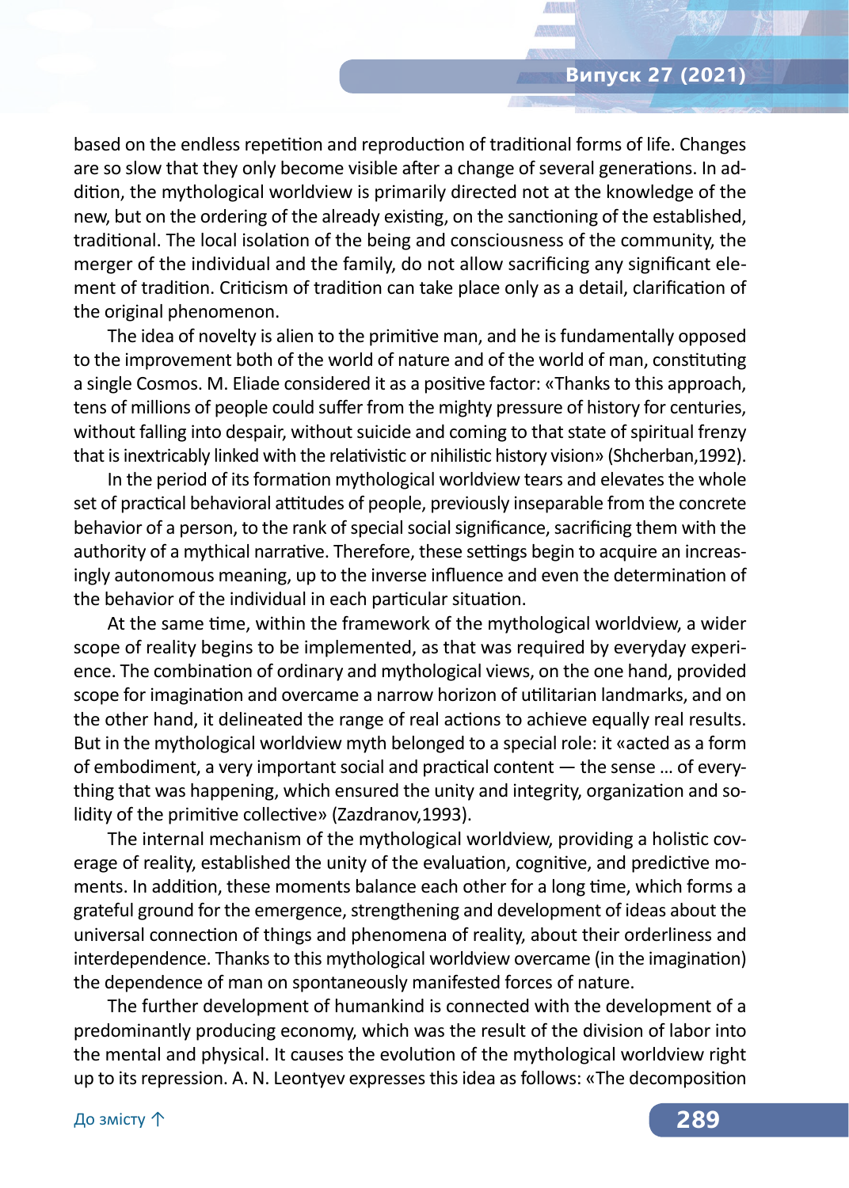based on the endless repetition and reproduction of traditional forms of life. Changes are so slow that they only become visible after a change of several generations. In addition, the mythological worldview is primarily directed not at the knowledge of the new, but on the ordering of the already existing, on the sanctioning of the established, traditional. The local isolation of the being and consciousness of the community, the merger of the individual and the family, do not allow sacrificing any significant element of tradition. Criticism of tradition can take place only as a detail, clarification of the original phenomenon.

The idea of novelty is alien to the primitive man, and he is fundamentally opposed to the improvement both of the world of nature and of the world of man, constituting a single Cosmos. M. Eliade considered it as a positive factor: «Thanks to this approach, tens of millions of people could suffer from the mighty pressure of history for centuries, without falling into despair, without suicide and coming to that state of spiritual frenzy that is inextricably linked with the relativistic or nihilistic history vision» (Shcherban,1992).

In the period of its formation mythological worldview tears and elevates the whole set of practical behavioral attitudes of people, previously inseparable from the concrete behavior of a person, to the rank of special social significance, sacrificing them with the authority of a mythical narrative. Therefore, these settings begin to acquire an increasingly autonomous meaning, up to the inverse influence and even the determination of the behavior of the individual in each particular situation.

At the same time, within the framework of the mythological worldview, a wider scope of reality begins to be implemented, as that was required by everyday experience. The combination of ordinary and mythological views, on the one hand, provided scope for imagination and overcame a narrow horizon of utilitarian landmarks, and on the other hand, it delineated the range of real actions to achieve equally real results. But in the mythological worldview myth belonged to a special role: it «acted as a form of embodiment, a very important social and practical content — the sense … of everything that was happening, which ensured the unity and integrity, organization and solidity of the primitive collective» (Zazdranov,1993).

The internal mechanism of the mythological worldview, providing a holistic coverage of reality, established the unity of the evaluation, cognitive, and predictive moments. In addition, these moments balance each other for a long time, which forms a grateful ground for the emergence, strengthening and development of ideas about the universal connection of things and phenomena of reality, about their orderliness and interdependence. Thanks to this mythological worldview overcame (in the imagination) the dependence of man on spontaneously manifested forces of nature.

The further development of humankind is connected with the development of a predominantly producing economy, which was the result of the division of labor into the mental and physical. It causes the evolution of the mythological worldview right up to its repression. A. N. Leontyev expresses this idea as follows: «The decomposition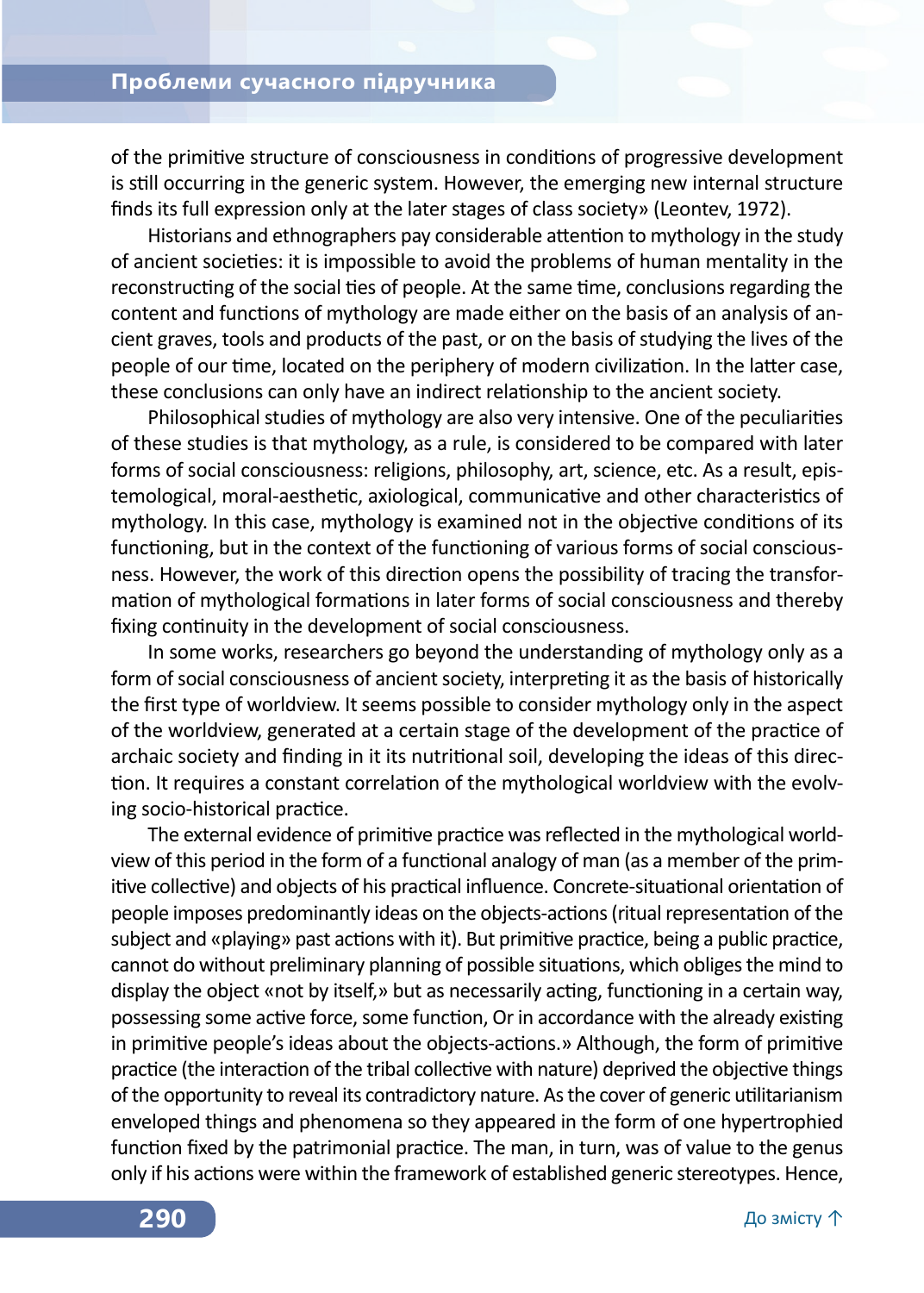of the primitive structure of consciousness in conditions of progressive development is still occurring in the generic system. However, the emerging new internal structure finds its full expression only at the later stages of class society» (Leontev, 1972).

Historians and ethnographers pay considerable attention to mythology in the study of ancient societies: it is impossible to avoid the problems of human mentality in the reconstructing of the social ties of people. At the same time, conclusions regarding the content and functions of mythology are made either on the basis of an analysis of ancient graves, tools and products of the past, or on the basis of studying the lives of the people of our time, located on the periphery of modern civilization. In the latter case, these conclusions can only have an indirect relationship to the ancient society.

Philosophical studies of mythology are also very intensive. One of the peculiarities of these studies is that mythology, as a rule, is considered to be compared with later forms of social consciousness: religions, philosophy, art, science, etc. As a result, epistemological, moral-aesthetic, axiological, communicative and other characteristics of mythology. In this case, mythology is examined not in the objective conditions of its functioning, but in the context of the functioning of various forms of social consciousness. However, the work of this direction opens the possibility of tracing the transformation of mythological formations in later forms of social consciousness and thereby fixing continuity in the development of social consciousness.

In some works, researchers go beyond the understanding of mythology only as a form of social consciousness of ancient society, interpreting it as the basis of historically the first type of worldview. It seems possible to consider mythology only in the aspect of the worldview, generated at a certain stage of the development of the practice of archaic society and finding in it its nutritional soil, developing the ideas of this direction. It requires a constant correlation of the mythological worldview with the evolving socio-historical practice.

The external evidence of primitive practice was reflected in the mythological worldview of this period in the form of a functional analogy of man (as a member of the primitive collective) and objects of his practical influence. Concrete-situational orientation of people imposes predominantly ideas on the objects-actions (ritual representation of the subject and «playing» past actions with it). But primitive practice, being a public practice, cannot do without preliminary planning of possible situations, which obliges the mind to display the object «not by itself,» but as necessarily acting, functioning in a certain way, possessing some active force, some function, Or in accordance with the already existing in primitive people's ideas about the objects-actions.» Although, the form of primitive practice (the interaction of the tribal collective with nature) deprived the objective things of the opportunity to reveal its contradictory nature. As the cover of generic utilitarianism enveloped things and phenomena so they appeared in the form of one hypertrophied function fixed by the patrimonial practice. The man, in turn, was of value to the genus only if his actions were within the framework of established generic stereotypes. Hence,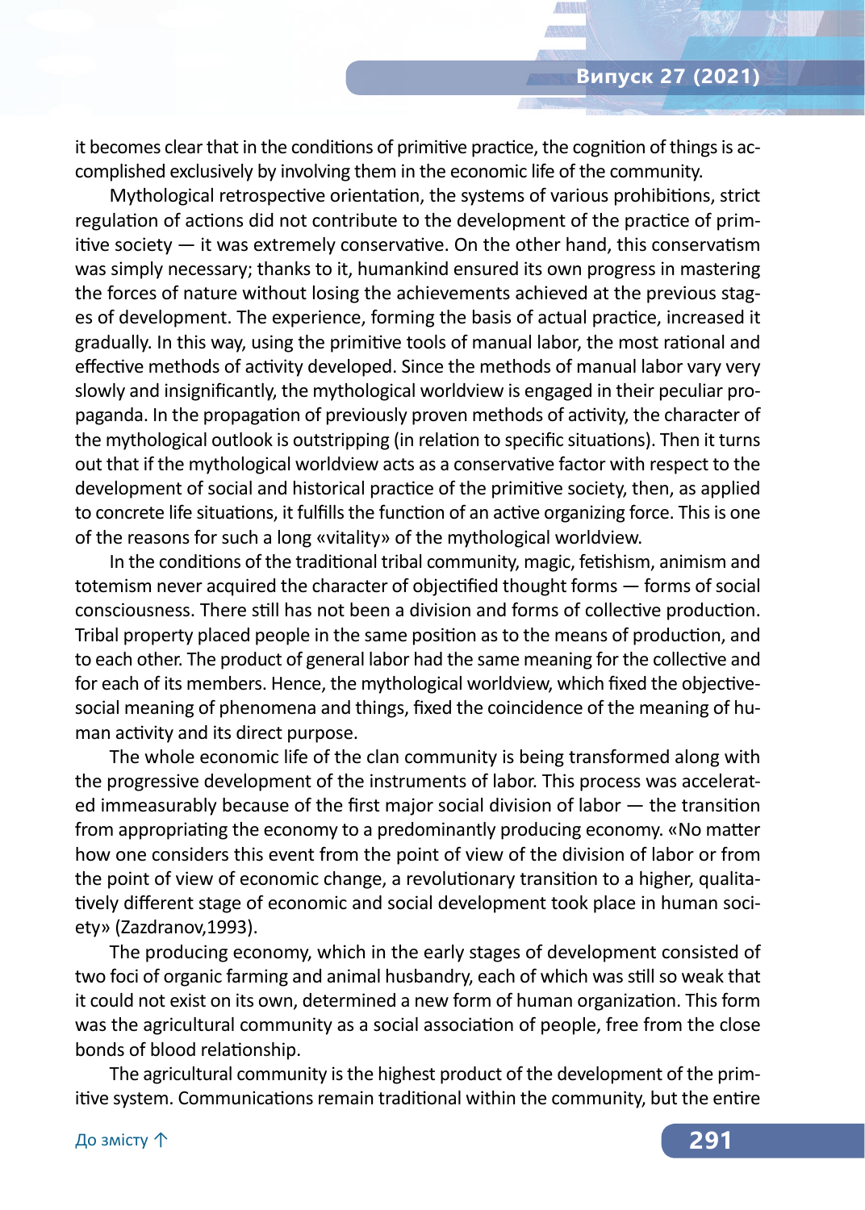it becomes clear that in the conditions of primitive practice, the cognition of things is accomplished exclusively by involving them in the economic life of the community.

Mythological retrospective orientation, the systems of various prohibitions, strict regulation of actions did not contribute to the development of the practice of primitive society — it was extremely conservative. On the other hand, this conservatism was simply necessary; thanks to it, humankind ensured its own progress in mastering the forces of nature without losing the achievements achieved at the previous stages of development. The experience, forming the basis of actual practice, increased it gradually. In this way, using the primitive tools of manual labor, the most rational and effective methods of activity developed. Since the methods of manual labor vary very slowly and insignificantly, the mythological worldview is engaged in their peculiar propaganda. In the propagation of previously proven methods of activity, the character of the mythological outlook is outstripping (in relation to specific situations). Then it turns out that if the mythological worldview acts as a conservative factor with respect to the development of social and historical practice of the primitive society, then, as applied to concrete life situations, it fulfills the function of an active organizing force. This is one of the reasons for such a long «vitality» of the mythological worldview.

In the conditions of the traditional tribal community, magic, fetishism, animism and totemism never acquired the character of objectified thought forms — forms of social consciousness. There still has not been a division and forms of collective production. Tribal property placed people in the same position as to the means of production, and to each other. The product of general labor had the same meaning for the collective and for each of its members. Hence, the mythological worldview, which fixed the objective-social meaning of phenomena and things, fixed the coincidence of the meaning of human activity and its direct purpose.

The whole economic life of the clan community is being transformed along with the progressive development of the instruments of labor. This process was accelerated immeasurably because of the first major social division of labor — the transition from appropriating the economy to a predominantly producing economy. «No matter how one considers this event from the point of view of the division of labor or from the point of view of economic change, a revolutionary transition to a higher, qualitatively different stage of economic and social development took place in human society» (Zazdranov,1993).

The producing economy, which in the early stages of development consisted of two foci of organic farming and animal husbandry, each of which was still so weak that it could not exist on its own, determined a new form of human organization. This form was the agricultural community as a social association of people, free from the close bonds of blood relationship.

The agricultural community is the highest product of the development of the primitive system. Communications remain traditional within the community, but the entire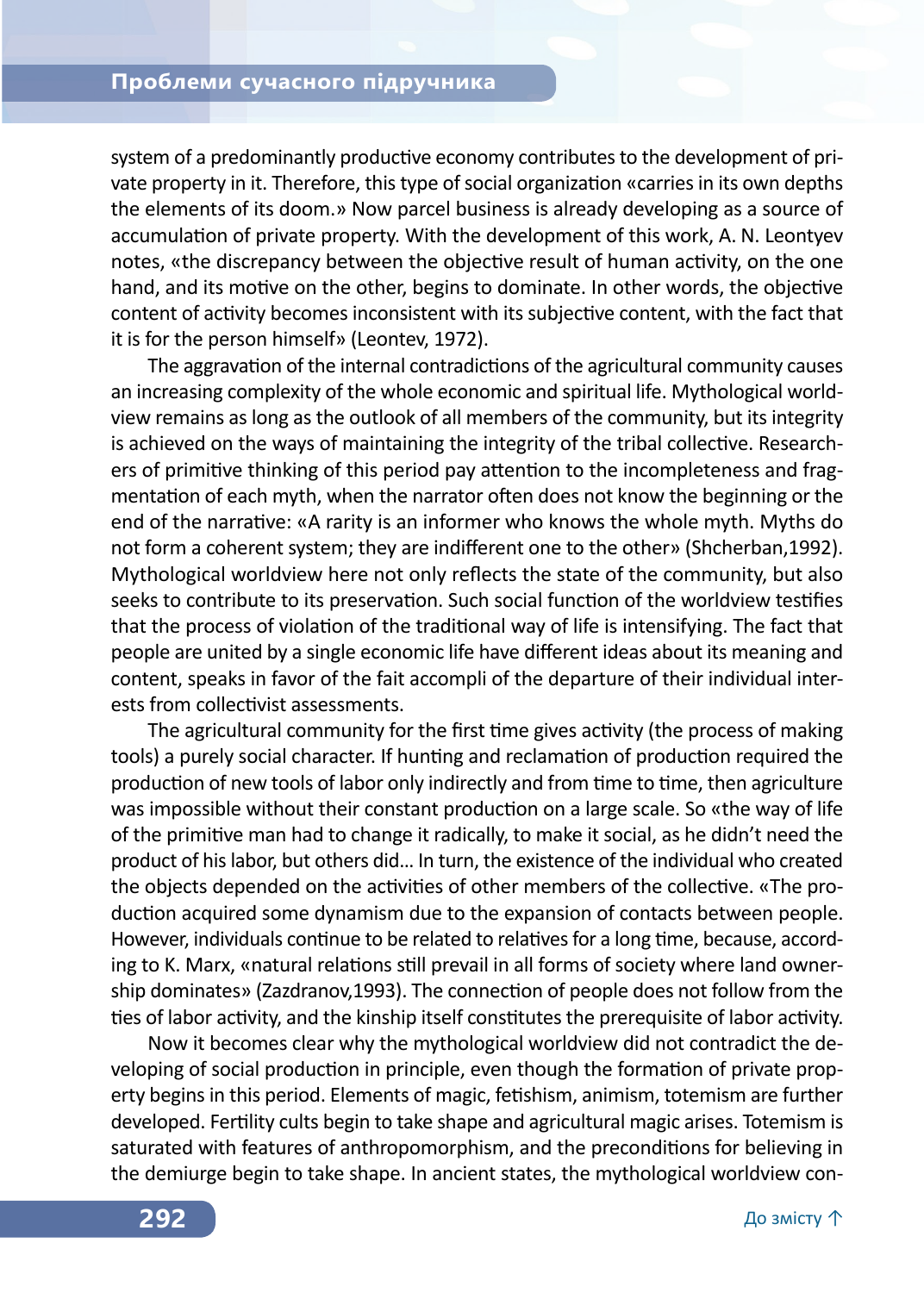system of a predominantly productive economy contributes to the development of private property in it. Therefore, this type of social organization «carries in its own depths the elements of its doom.» Now parcel business is already developing as a source of accumulation of private property. With the development of this work, A. N. Leontyev notes, «the discrepancy between the objective result of human activity, on the one hand, and its motive on the other, begins to dominate. In other words, the objective content of activity becomes inconsistent with its subjective content, with the fact that it is for the person himself» (Leontev, 1972).

The aggravation of the internal contradictions of the agricultural community causes an increasing complexity of the whole economic and spiritual life. Mythological worldview remains as long as the outlook of all members of the community, but its integrity is achieved on the ways of maintaining the integrity of the tribal collective. Researchers of primitive thinking of this period pay attention to the incompleteness and fragmentation of each myth, when the narrator often does not know the beginning or the end of the narrative: «A rarity is an informer who knows the whole myth. Myths do not form a coherent system; they are indifferent one to the other» (Shcherban,1992). Mythological worldview here not only reflects the state of the community, but also seeks to contribute to its preservation. Such social function of the worldview testifies that the process of violation of the traditional way of life is intensifying. The fact that people are united by a single economic life have different ideas about its meaning and content, speaks in favor of the fait accompli of the departure of their individual interests from collectivist assessments.

The agricultural community for the first time gives activity (the process of making tools) a purely social character. If hunting and reclamation of production required the production of new tools of labor only indirectly and from time to time, then agriculture was impossible without their constant production on a large scale. So «the way of life of the primitive man had to change it radically, to make it social, as he didn't need the product of his labor, but others did… In turn, the existence of the individual who created the objects depended on the activities of other members of the collective. «The production acquired some dynamism due to the expansion of contacts between people. However, individuals continue to be related to relatives for a long time, because, according to K. Marx, «natural relations still prevail in all forms of society where land ownership dominates» (Zazdranov,1993). The connection of people does not follow from the ties of labor activity, and the kinship itself constitutes the prerequisite of labor activity.

Now it becomes clear why the mythological worldview did not contradict the developing of social production in principle, even though the formation of private property begins in this period. Elements of magic, fetishism, animism, totemism are further developed. Fertility cults begin to take shape and agricultural magic arises. Totemism is saturated with features of anthropomorphism, and the preconditions for believing in the demiurge begin to take shape. In ancient states, the mythological worldview con-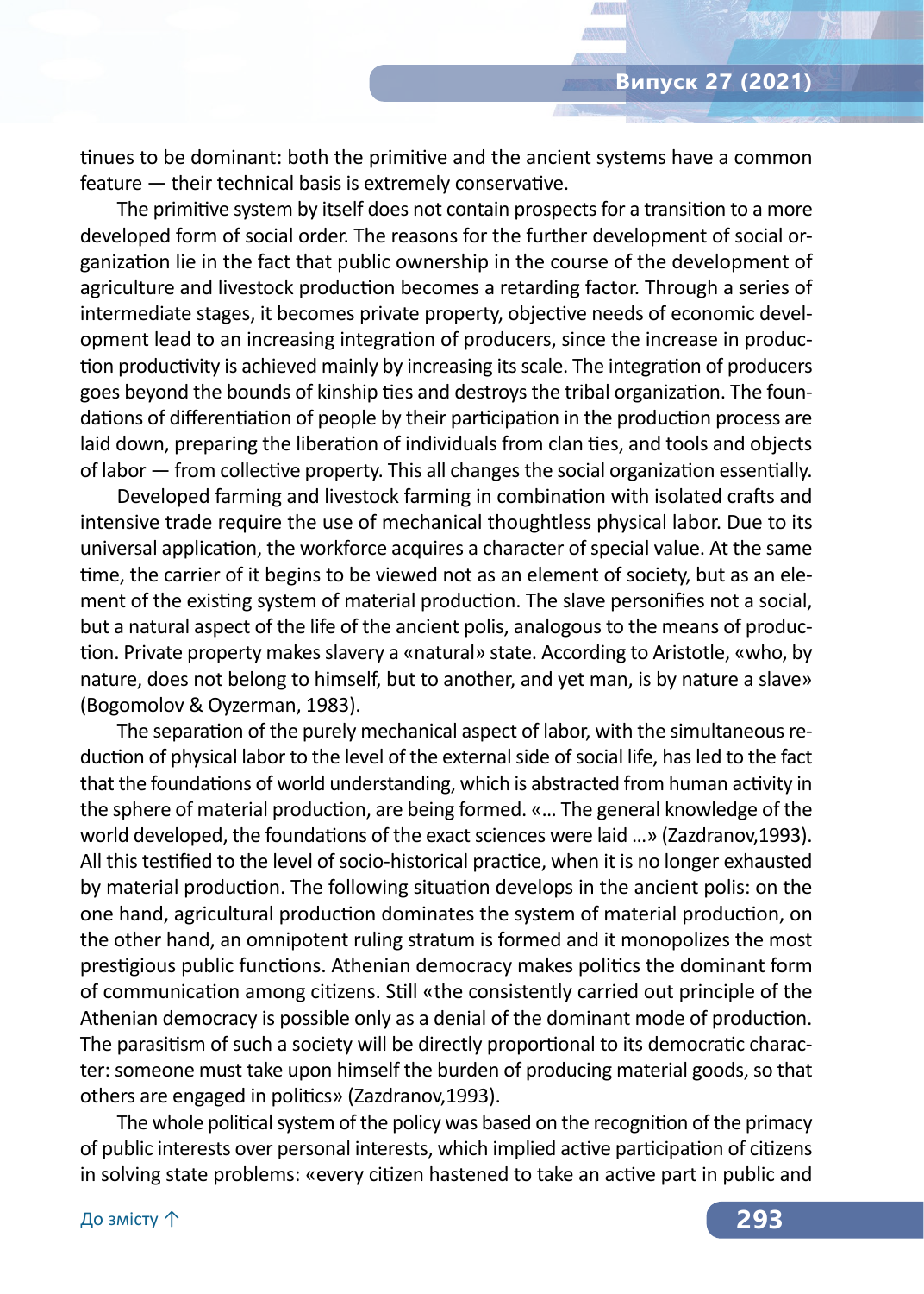tinues to be dominant: both the primitive and the ancient systems have a common feature — their technical basis is extremely conservative.

The primitive system by itself does not contain prospects for a transition to a more developed form of social order. The reasons for the further development of social organization lie in the fact that public ownership in the course of the development of agriculture and livestock production becomes a retarding factor. Through a series of intermediate stages, it becomes private property, objective needs of economic development lead to an increasing integration of producers, since the increase in production productivity is achieved mainly by increasing its scale. The integration of producers goes beyond the bounds of kinship ties and destroys the tribal organization. The foundations of differentiation of people by their participation in the production process are laid down, preparing the liberation of individuals from clan ties, and tools and objects of labor — from collective property. This all changes the social organization essentially.

Developed farming and livestock farming in combination with isolated crafts and intensive trade require the use of mechanical thoughtless physical labor. Due to its universal application, the workforce acquires a character of special value. At the same time, the carrier of it begins to be viewed not as an element of society, but as an element of the existing system of material production. The slave personifies not a social, but a natural aspect of the life of the ancient polis, analogous to the means of production. Private property makes slavery a «natural» state. According to Aristotle, «who, by nature, does not belong to himself, but to another, and yet man, is by nature a slave» (Bogomolov & Oyzerman, 1983).

The separation of the purely mechanical aspect of labor, with the simultaneous reduction of physical labor to the level of the external side of social life, has led to the fact that the foundations of world understanding, which is abstracted from human activity in the sphere of material production, are being formed. «… The general knowledge of the world developed, the foundations of the exact sciences were laid …» (Zazdranov,1993). All this testified to the level of socio-historical practice, when it is no longer exhausted by material production. The following situation develops in the ancient polis: on the one hand, agricultural production dominates the system of material production, on the other hand, an omnipotent ruling stratum is formed and it monopolizes the most prestigious public functions. Athenian democracy makes politics the dominant form of communication among citizens. Still «the consistently carried out principle of the Athenian democracy is possible only as a denial of the dominant mode of production. The parasitism of such a society will be directly proportional to its democratic character: someone must take upon himself the burden of producing material goods, so that others are engaged in politics» (Zazdranov,1993).

The whole political system of the policy was based on the recognition of the primacy of public interests over personal interests, which implied active participation of citizens in solving state problems: «every citizen hastened to take an active part in public and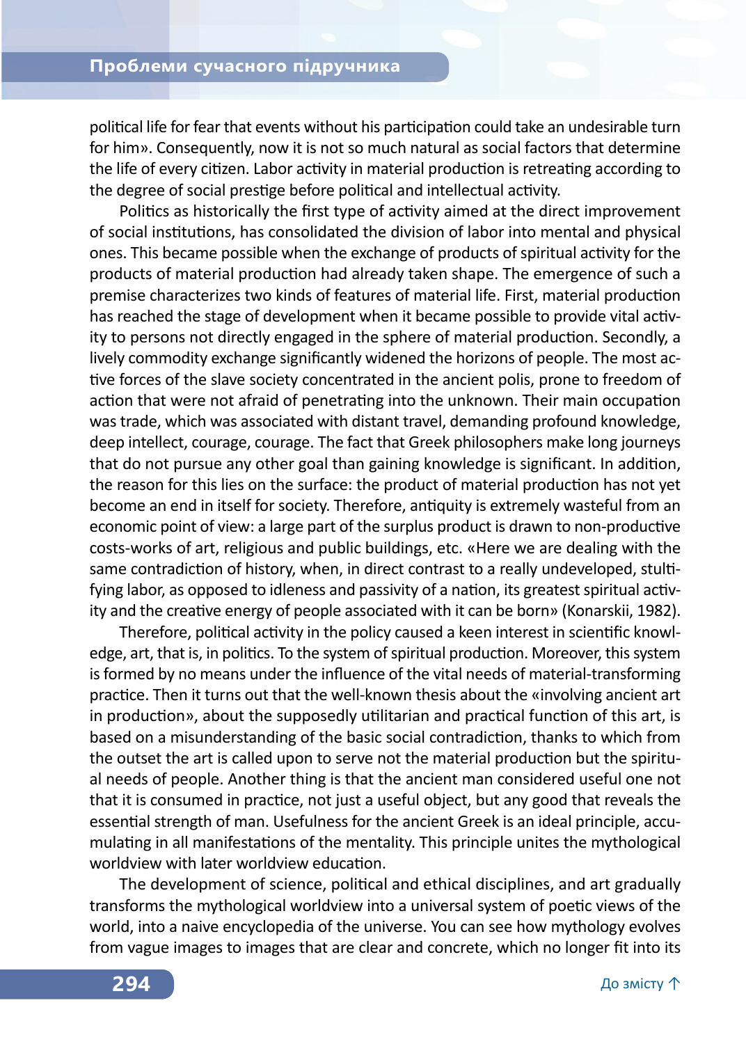political life for fear that events without his participation could take an undesirable turn for him». Consequently, now it is not so much natural as social factors that determine the life of every citizen. Labor activity in material production is retreating according to the degree of social prestige before political and intellectual activity.

Politics as historically the first type of activity aimed at the direct improvement of social institutions, has consolidated the division of labor into mental and physical ones. This became possible when the exchange of products of spiritual activity for the products of material production had already taken shape. The emergence of such a premise characterizes two kinds of features of material life. First, material production has reached the stage of development when it became possible to provide vital activity to persons not directly engaged in the sphere of material production. Secondly, a lively commodity exchange significantly widened the horizons of people. The most active forces of the slave society concentrated in the ancient polis, prone to freedom of action that were not afraid of penetrating into the unknown. Their main occupation was trade, which was associated with distant travel, demanding profound knowledge, deep intellect, courage, courage. The fact that Greek philosophers make long journeys that do not pursue any other goal than gaining knowledge is significant. In addition, the reason for this lies on the surface: the product of material production has not yet become an end in itself for society. Therefore, antiquity is extremely wasteful from an economic point of view: a large part of the surplus product is drawn to non-productive costs-works of art, religious and public buildings, etc. «Here we are dealing with the same contradiction of history, when, in direct contrast to a really undeveloped, stultifying labor, as opposed to idleness and passivity of a nation, its greatest spiritual activity and the creative energy of people associated with it can be born» (Konarskii, 1982).

Therefore, political activity in the policy caused a keen interest in scientific knowledge, art, that is, in politics. To the system of spiritual production. Moreover, this system is formed by no means under the influence of the vital needs of material-transforming practice. Then it turns out that the well-known thesis about the «involving ancient art in production», about the supposedly utilitarian and practical function of this art, is based on a misunderstanding of the basic social contradiction, thanks to which from the outset the art is called upon to serve not the material production but the spiritual needs of people. Another thing is that the ancient man considered useful one not that it is consumed in practice, not just a useful object, but any good that reveals the essential strength of man. Usefulness for the ancient Greek is an ideal principle, accumulating in all manifestations of the mentality. This principle unites the mythological worldview with later worldview education.

The development of science, political and ethical disciplines, and art gradually transforms the mythological worldview into a universal system of poetic views of the world, into a naive encyclopedia of the universe. You can see how mythology evolves from vague images to images that are clear and concrete, which no longer fit into its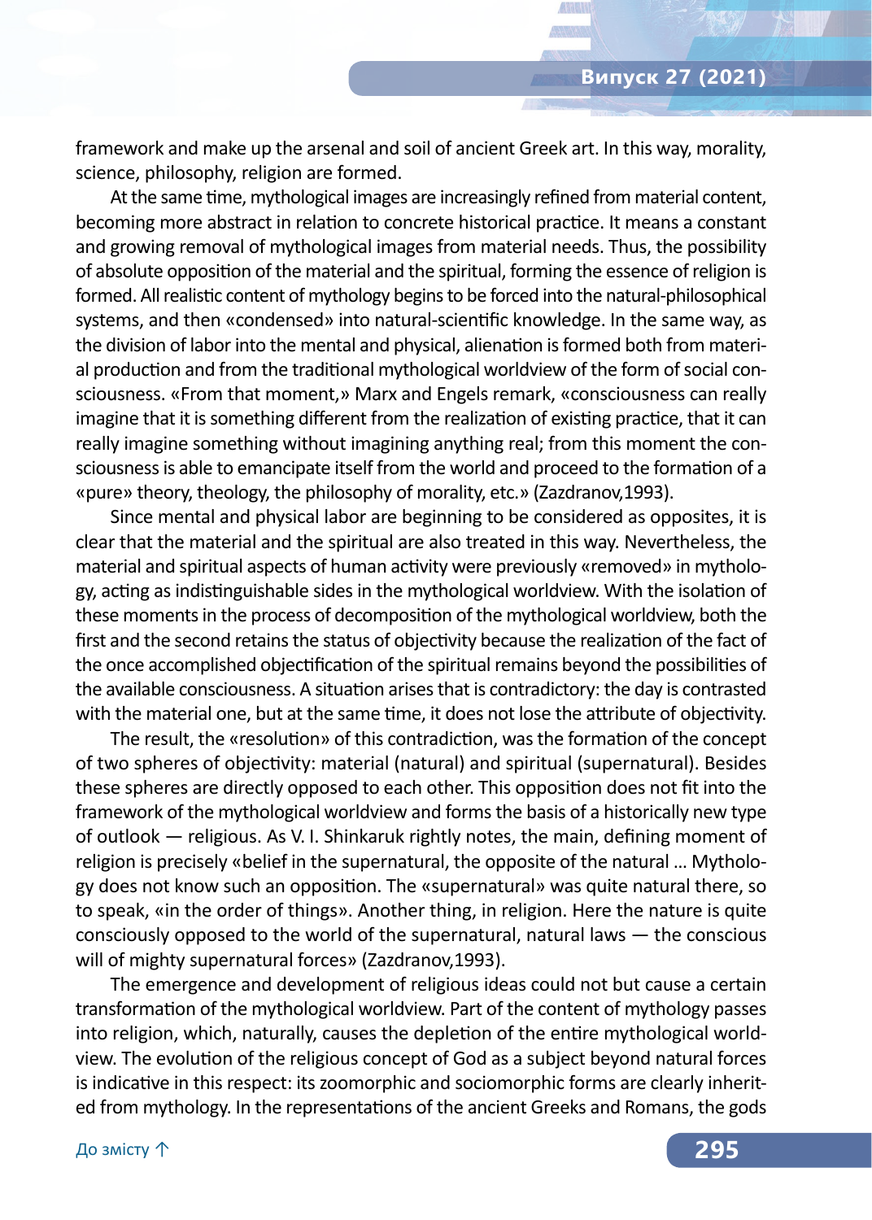framework and make up the arsenal and soil of ancient Greek art. In this way, morality, science, philosophy, religion are formed.

At the same time, mythological images are increasingly refined from material content, becoming more abstract in relation to concrete historical practice. It means a constant and growing removal of mythological images from material needs. Thus, the possibility of absolute opposition of the material and the spiritual, forming the essence of religion is formed. All realistic content of mythology begins to be forced into the natural-philosophical systems, and then «condensed» into natural-scientific knowledge. In the same way, as the division of labor into the mental and physical, alienation is formed both from material production and from the traditional mythological worldview of the form of social consciousness. «From that moment,» Marx and Engels remark, «consciousness can really imagine that it is something different from the realization of existing practice, that it can really imagine something without imagining anything real; from this moment the consciousness is able to emancipate itself from the world and proceed to the formation of a «pure» theory, theology, the philosophy of morality, etc.» (Zazdranov,1993).

Since mental and physical labor are beginning to be considered as opposites, it is clear that the material and the spiritual are also treated in this way. Nevertheless, the material and spiritual aspects of human activity were previously «removed» in mythology, acting as indistinguishable sides in the mythological worldview. With the isolation of these moments in the process of decomposition of the mythological worldview, both the first and the second retains the status of objectivity because the realization of the fact of the once accomplished objectification of the spiritual remains beyond the possibilities of the available consciousness. A situation arises that is contradictory: the day is contrasted with the material one, but at the same time, it does not lose the attribute of objectivity.

The result, the «resolution» of this contradiction, was the formation of the concept of two spheres of objectivity: material (natural) and spiritual (supernatural). Besides these spheres are directly opposed to each other. This opposition does not fit into the framework of the mythological worldview and forms the basis of a historically new type of outlook — religious. As V. I. Shinkaruk rightly notes, the main, defining moment of religion is precisely «belief in the supernatural, the opposite of the natural … Mythology does not know such an opposition. The «supernatural» was quite natural there, so to speak, «in the order of things». Another thing, in religion. Here the nature is quite consciously opposed to the world of the supernatural, natural laws — the conscious will of mighty supernatural forces» (Zazdranov,1993).

The emergence and development of religious ideas could not but cause a certain transformation of the mythological worldview. Part of the content of mythology passes into religion, which, naturally, causes the depletion of the entire mythological worldview. The evolution of the religious concept of God as a subject beyond natural forces is indicative in this respect: its zoomorphic and sociomorphic forms are clearly inherited from mythology. In the representations of the ancient Greeks and Romans, the gods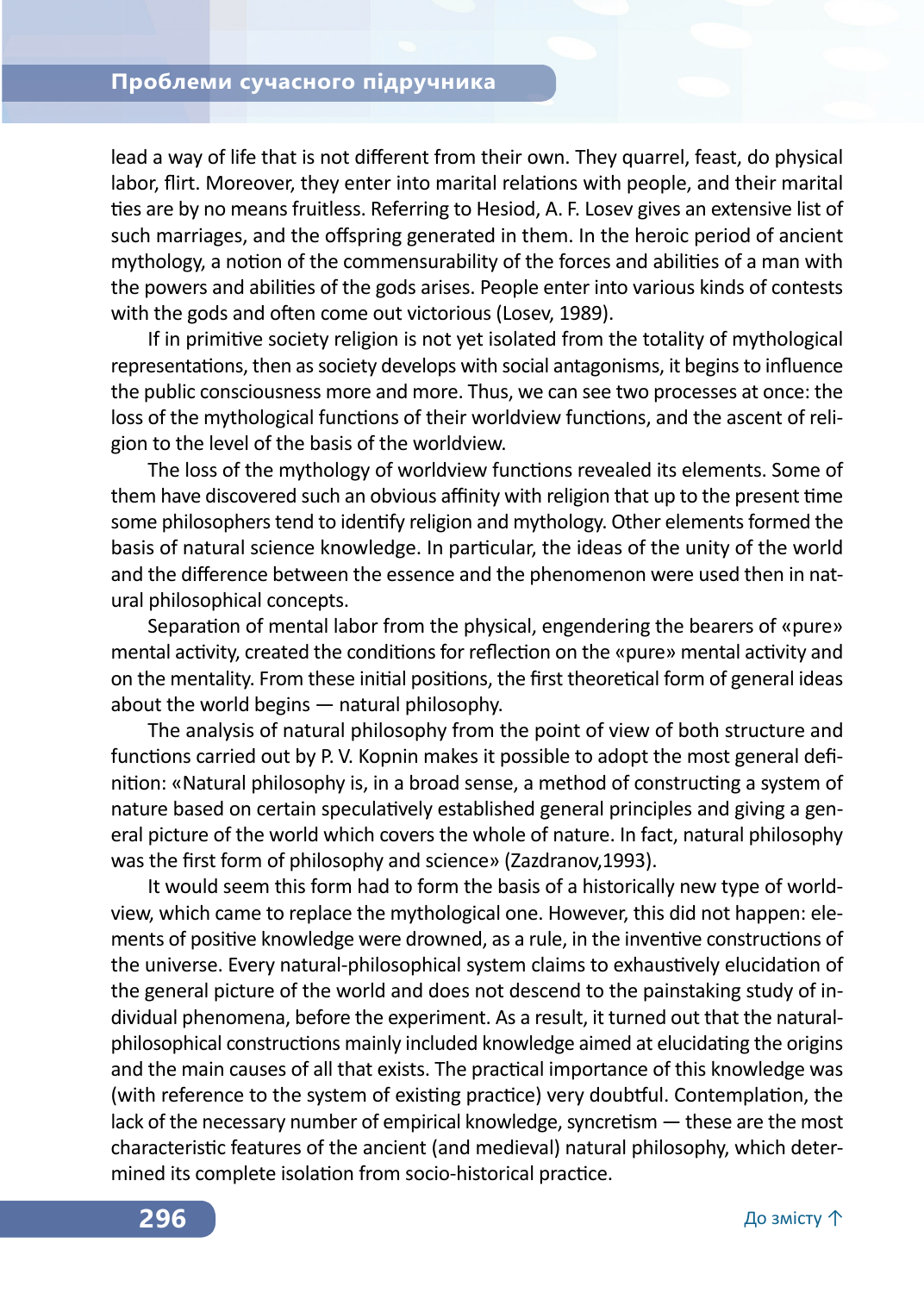lead a way of life that is not different from their own. They quarrel, feast, do physical labor, flirt. Moreover, they enter into marital relations with people, and their marital ties are by no means fruitless. Referring to Hesiod, A. F. Losev gives an extensive list of such marriages, and the offspring generated in them. In the heroic period of ancient mythology, a notion of the commensurability of the forces and abilities of a man with the powers and abilities of the gods arises. People enter into various kinds of contests with the gods and often come out victorious (Losev, 1989).

If in primitive society religion is not yet isolated from the totality of mythological representations, then as society develops with social antagonisms, it begins to influence the public consciousness more and more. Thus, we can see two processes at once: the loss of the mythological functions of their worldview functions, and the ascent of religion to the level of the basis of the worldview.

The loss of the mythology of worldview functions revealed its elements. Some of them have discovered such an obvious affinity with religion that up to the present time some philosophers tend to identify religion and mythology. Other elements formed the basis of natural science knowledge. In particular, the ideas of the unity of the world and the difference between the essence and the phenomenon were used then in natural philosophical concepts.

Separation of mental labor from the physical, engendering the bearers of «pure» mental activity, created the conditions for reflection on the «pure» mental activity and on the mentality. From these initial positions, the first theoretical form of general ideas about the world begins — natural philosophy.

The analysis of natural philosophy from the point of view of both structure and functions carried out by P. V. Kopnin makes it possible to adopt the most general definition: «Natural philosophy is, in a broad sense, a method of constructing a system of nature based on certain speculatively established general principles and giving a general picture of the world which covers the whole of nature. In fact, natural philosophy was the first form of philosophy and science» (Zazdranov,1993).

It would seem this form had to form the basis of a historically new type of worldview, which came to replace the mythological one. However, this did not happen: elements of positive knowledge were drowned, as a rule, in the inventive constructions of the universe. Every natural-philosophical system claims to exhaustively elucidation of the general picture of the world and does not descend to the painstaking study of individual phenomena, before the experiment. As a result, it turned out that the natural-philosophical constructions mainly included knowledge aimed at elucidating the origins and the main causes of all that exists. The practical importance of this knowledge was (with reference to the system of existing practice) very doubtful. Contemplation, the lack of the necessary number of empirical knowledge, syncretism — these are the most characteristic features of the ancient (and medieval) natural philosophy, which determined its complete isolation from socio-historical practice.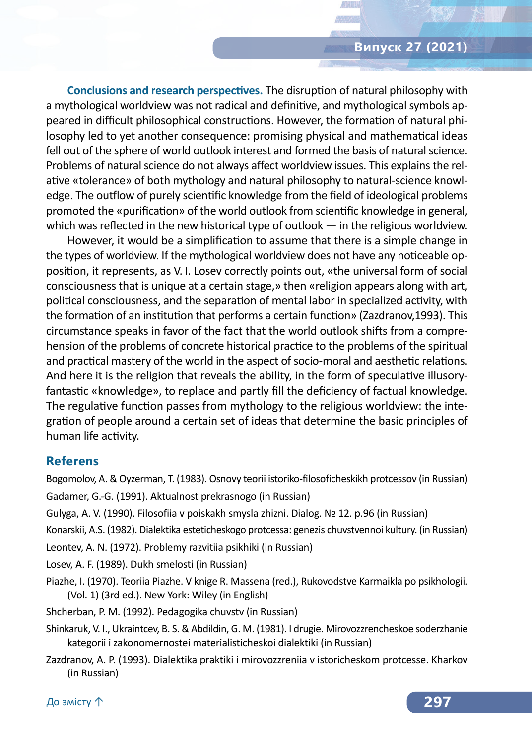**Conclusions and research perspectives.** The disruption of natural philosophy with a mythological worldview was not radical and definitive, and mythological symbols appeared in difficult philosophical constructions. However, the formation of natural philosophy led to yet another consequence: promising physical and mathematical ideas fell out of the sphere of world outlook interest and formed the basis of natural science. Problems of natural science do not always affect worldview issues. This explains the relative «tolerance» of both mythology and natural philosophy to natural-science knowledge. The outflow of purely scientific knowledge from the field of ideological problems promoted the «purification» of the world outlook from scientific knowledge in general, which was reflected in the new historical type of outlook — in the religious worldview.

However, it would be a simplification to assume that there is a simple change in the types of worldview. If the mythological worldview does not have any noticeable opposition, it represents, as V. I. Losev correctly points out, «the universal form of social consciousness that is unique at a certain stage,» then «religion appears along with art, political consciousness, and the separation of mental labor in specialized activity, with the formation of an institution that performs a certain function» (Zazdranov,1993). This circumstance speaks in favor of the fact that the world outlook shifts from a comprehension of the problems of concrete historical practice to the problems of the spiritual and practical mastery of the world in the aspect of socio-moral and aesthetic relations. And here it is the religion that reveals the ability, in the form of speculative illusory-fantastic «knowledge», to replace and partly fill the deficiency of factual knowledge. The regulative function passes from mythology to the religious worldview: the integration of people around a certain set of ideas that determine the basic principles of human life activity.

## Referens

Bogomolov, A. & Oyzerman, T. (1983). Osnovy teorii istoriko-filosoficheskikh protcessov (in Russian)

Gadamer, G.-G. (1991). Aktualnost prekrasnogo (in Russian)

Gulyga, A. V. (1990). Filosofiia v poiskakh smysla zhizni. Dialog. № 12. p.96 (in Russian)

Konarskii, A.S. (1982). Dialektika esteticheskogo protcessa: genezis chuvstvennoi kultury. (in Russian)

Leontev, A. N. (1972). Problemy razvitiia psikhiki (in Russian)

Losev, A. F. (1989). Dukh smelosti (in Russian)

Piazhe, I. (1970). Teoriia Piazhe. V knige R. Massena (red.), Rukovodstve Karmaikla po psikhologii. (Vol. 1) (3rd ed.). New York: Wiley (in English)

Shcherban, P. M. (1992). Pedagogika chuvstv (in Russian)

Shinkaruk, V. I., Ukraintcev, B. S. & Abdildin, G. M. (1981). I drugie. Mirovozzrencheskoe soderzhanie kategorii i zakonomernostei materialisticheskoi dialektiki (in Russian)

Zazdranov, A. P. (1993). Dialektika praktiki i mirovozzreniia v istoricheskom protcesse. Kharkov (in Russian)

До змісту ↑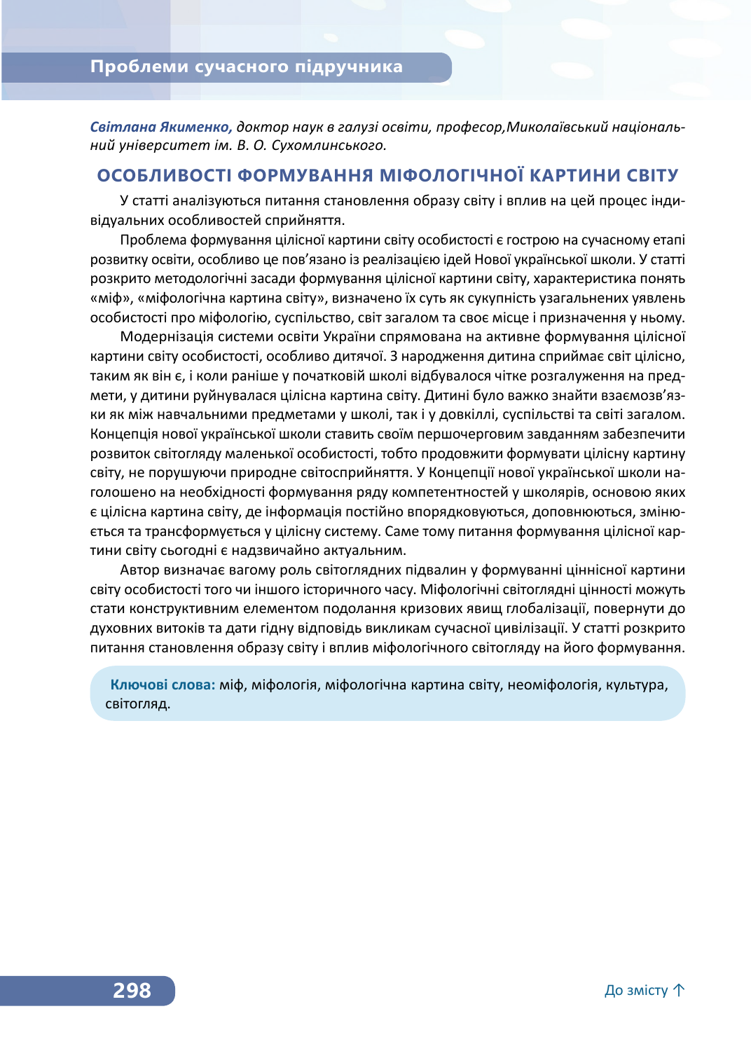***Світлана Якименко,*** *доктор наук в галузі освіти, професор,Миколаївський національний університет ім. В. О. Сухомлинського.*

## ОСОБЛИВОСТІ ФОРМУВАННЯ МІФОЛОГІЧНОЇ КАРТИНИ СВІТУ

У статті аналізуються питання становлення образу світу і вплив на цей процес індивідуальних особливостей сприйняття.

Проблема формування цілісної картини світу особистості є гострою на сучасному етапі розвитку освіти, особливо це пов'язано із реалізацією ідей Нової української школи. У статті розкрито методологічні засади формування цілісної картини світу, характеристика понять «міф», «міфологічна картина світу», визначено їх суть як сукупність узагальнених уявлень особистості про міфологію, суспільство, світ загалом та своє місце і призначення у ньому.

Модернізація системи освіти України спрямована на активне формування цілісної картини світу особистості, особливо дитячої. З народження дитина сприймає світ цілісно, таким як він є, і коли раніше у початковій школі відбувалося чітке розгалуження на предмети, у дитини руйнувалася цілісна картина світу. Дитині було важко знайти взаємозв'язки як між навчальними предметами у школі, так і у довкіллі, суспільстві та світі загалом. Концепція нової української школи ставить своїм першочерговим завданням забезпечити розвиток світогляду маленької особистості, тобто продовжити формувати цілісну картину світу, не порушуючи природне світосприйняття. У Концепції нової української школи наголошено на необхідності формування ряду компетентностей у школярів, основою яких є цілісна картина світу, де інформація постійно впорядковуються, доповнюються, змінюється та трансформується у цілісну систему. Саме тому питання формування цілісної картини світу сьогодні є надзвичайно актуальним.

Автор визначає вагому роль світоглядних підвалин у формуванні ціннісної картини світу особистості того чи іншого історичного часу. Міфологічні світоглядні цінності можуть стати конструктивним елементом подолання кризових явищ глобалізації, повернути до духовних витоків та дати гідну відповідь викликам сучасної цивілізації. У статті розкрито питання становлення образу світу і вплив міфологічного світогляду на його формування.

**Ключові слова:** міф, міфологія, міфологічна картина світу, неоміфологія, культура, світогляд.